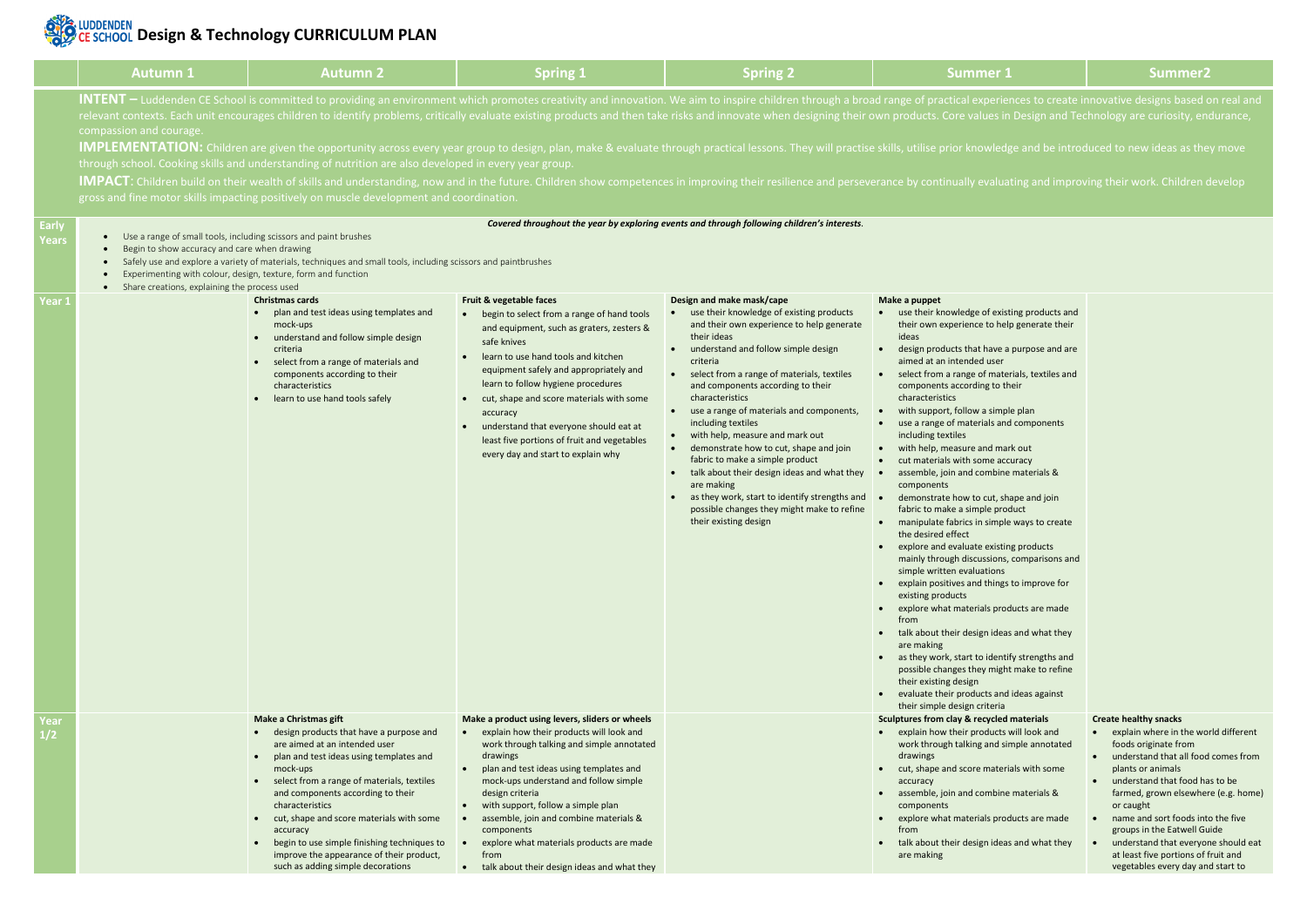# LUDDENDEN CE SCHOOL Design & Technology CURRICULUM PLAN

| | Autumn 1 | Autumn 2 | Spring 1 | Spring 2 | Summer 1 | Summer2 |
|---|---|---|---|---|---|---|
| | **INTENT –** Luddenden CE School is committed to providing an environment which promotes creativity and innovation. We aim to inspire children through a broad range of practical experiences to create innovative designs based on real and relevant contexts. Each unit encourages children to identify problems, critically evaluate existing products and then take risks and innovate when designing their own products. Core values in Design and Technology are curiosity, endurance, compassion and courage.<br>**IMPLEMENTATION:** Children are given the opportunity across every year group to design, plan, make & evaluate through practical lessons. They will practise skills, utilise prior knowledge and be introduced to new ideas as they move through school. Cooking skills and understanding of nutrition are also developed in every year group.<br>**IMPACT**: Children build on their wealth of skills and understanding, now and in the future. Children show competences in improving their resilience and perseverance by continually evaluating and improving their work. Children develop gross and fine motor skills impacting positively on muscle development and coordination. | | | | | |
| **Early Years** | *Covered throughout the year by exploring events and through following children's interests.*<br>• Use a range of small tools, including scissors and paint brushes<br>• Begin to show accuracy and care when drawing<br>• Safely use and explore a variety of materials, techniques and small tools, including scissors and paintbrushes<br>• Experimenting with colour, design, texture, form and function<br>• Share creations, explaining the process used | | | | | |
| **Year 1** | | **Christmas cards**<br>• plan and test ideas using templates and mock-ups<br>• understand and follow simple design criteria<br>• select from a range of materials and components according to their characteristics<br>• learn to use hand tools safely | **Fruit & vegetable faces**<br>• begin to select from a range of hand tools and equipment, such as graters, zesters & safe knives<br>• learn to use hand tools and kitchen equipment safely and appropriately and learn to follow hygiene procedures<br>• cut, shape and score materials with some accuracy<br>• understand that everyone should eat at least five portions of fruit and vegetables every day and start to explain why | **Design and make mask/cape**<br>• use their knowledge of existing products and their own experience to help generate their ideas<br>• understand and follow simple design criteria<br>• select from a range of materials, textiles and components according to their characteristics<br>• use a range of materials and components, including textiles<br>• with help, measure and mark out<br>• demonstrate how to cut, shape and join fabric to make a simple product<br>• talk about their design ideas and what they are making<br>• as they work, start to identify strengths and possible changes they might make to refine their existing design | **Make a puppet**<br>• use their knowledge of existing products and their own experience to help generate their ideas<br>• design products that have a purpose and are aimed at an intended user<br>• select from a range of materials, textiles and components according to their characteristics<br>• with support, follow a simple plan<br>• use a range of materials and components including textiles<br>• with help, measure and mark out<br>• cut materials with some accuracy<br>• assemble, join and combine materials & components<br>• demonstrate how to cut, shape and join fabric to make a simple product<br>• manipulate fabrics in simple ways to create the desired effect<br>• explore and evaluate existing products mainly through discussions, comparisons and simple written evaluations<br>• explain positives and things to improve for existing products<br>• explore what materials products are made from<br>• talk about their design ideas and what they are making<br>• as they work, start to identify strengths and possible changes they might make to refine their existing design<br>• evaluate their products and ideas against their simple design criteria | |
| **Year 1/2** | | **Make a Christmas gift**<br>• design products that have a purpose and are aimed at an intended user<br>• plan and test ideas using templates and mock-ups<br>• select from a range of materials, textiles and components according to their characteristics<br>• cut, shape and score materials with some accuracy<br>• begin to use simple finishing techniques to improve the appearance of their product, such as adding simple decorations | **Make a product using levers, sliders or wheels**<br>• explain how their products will look and work through talking and simple annotated drawings<br>• plan and test ideas using templates and mock-ups understand and follow simple design criteria<br>• with support, follow a simple plan<br>• assemble, join and combine materials & components<br>• explore what materials products are made from<br>• talk about their design ideas and what they | | **Sculptures from clay & recycled materials**<br>• explain how their products will look and work through talking and simple annotated drawings<br>• cut, shape and score materials with some accuracy<br>• assemble, join and combine materials & components<br>• explore what materials products are made from<br>• talk about their design ideas and what they are making | **Create healthy snacks**<br>• explain where in the world different foods originate from<br>• understand that all food comes from plants or animals<br>• understand that food has to be farmed, grown elsewhere (e.g. home) or caught<br>• name and sort foods into the five groups in the Eatwell Guide<br>• understand that everyone should eat at least five portions of fruit and vegetables every day and start to |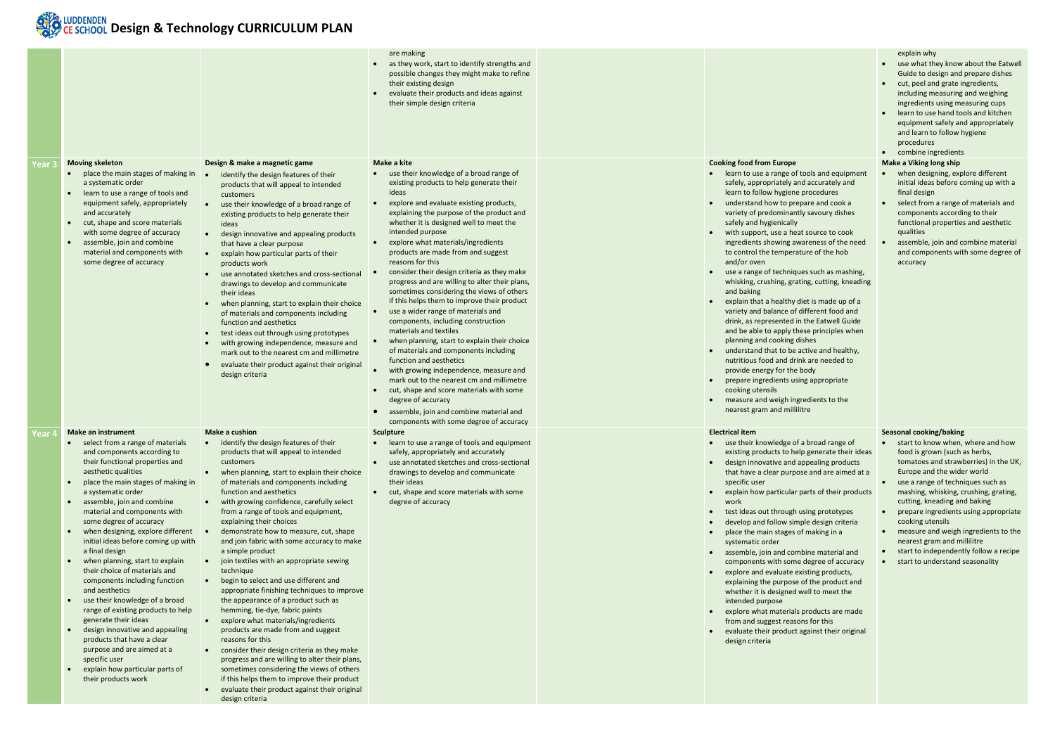# LUDDENDEN CE SCHOOL Design & Technology CURRICULUM PLAN

| | | | | | | |
|---|---|---|---|---|---|---|
| | | | are making<br>• as they work, start to identify strengths and possible changes they might make to refine their existing design<br>• evaluate their products and ideas against their simple design criteria | | | explain why<br>• use what they know about the Eatwell Guide to design and prepare dishes<br>• cut, peel and grate ingredients, including measuring and weighing ingredients using measuring cups<br>• learn to use hand tools and kitchen equipment safely and appropriately and learn to follow hygiene procedures<br>• combine ingredients |
| **Year 3** | **Moving skeleton**<br>• place the main stages of making in a systematic order<br>• learn to use a range of tools and equipment safely, appropriately and accurately<br>• cut, shape and score materials with some degree of accuracy<br>• assemble, join and combine material and components with some degree of accuracy | **Design & make a magnetic game**<br>• identify the design features of their products that will appeal to intended customers<br>• use their knowledge of a broad range of existing products to help generate their ideas<br>• design innovative and appealing products that have a clear purpose<br>• explain how particular parts of their products work<br>• use annotated sketches and cross-sectional drawings to develop and communicate their ideas<br>• when planning, start to explain their choice of materials and components including function and aesthetics<br>• test ideas out through using prototypes<br>• with growing independence, measure and mark out to the nearest cm and millimetre<br>• evaluate their product against their original design criteria | **Make a kite**<br>• use their knowledge of a broad range of existing products to help generate their ideas<br>• explore and evaluate existing products, explaining the purpose of the product and whether it is designed well to meet the intended purpose<br>• explore what materials/ingredients products are made from and suggest reasons for this<br>• consider their design criteria as they make progress and are willing to alter their plans, sometimes considering the views of others if this helps them to improve their product<br>• use a wider range of materials and components, including construction materials and textiles<br>• when planning, start to explain their choice of materials and components including function and aesthetics<br>• with growing independence, measure and mark out to the nearest cm and millimetre<br>• cut, shape and score materials with some degree of accuracy<br>• assemble, join and combine material and components with some degree of accuracy | | **Cooking food from Europe**<br>• learn to use a range of tools and equipment safely, appropriately and accurately and learn to follow hygiene procedures<br>• understand how to prepare and cook a variety of predominantly savoury dishes safely and hygienically<br>• with support, use a heat source to cook ingredients showing awareness of the need to control the temperature of the hob and/or oven<br>• use a range of techniques such as mashing, whisking, crushing, grating, cutting, kneading and baking<br>• explain that a healthy diet is made up of a variety and balance of different food and drink, as represented in the Eatwell Guide and be able to apply these principles when planning and cooking dishes<br>• understand that to be active and healthy, nutritious food and drink are needed to provide energy for the body<br>• prepare ingredients using appropriate cooking utensils<br>• measure and weigh ingredients to the nearest gram and millilitre | **Make a Viking long ship**<br>• when designing, explore different initial ideas before coming up with a final design<br>• select from a range of materials and components according to their functional properties and aesthetic qualities<br>• assemble, join and combine material and components with some degree of accuracy |
| **Year 4** | **Make an instrument**<br>• select from a range of materials and components according to their functional properties and aesthetic qualities<br>• place the main stages of making in a systematic order<br>• assemble, join and combine material and components with some degree of accuracy<br>• when designing, explore different initial ideas before coming up with a final design<br>• when planning, start to explain their choice of materials and components including function and aesthetics<br>• use their knowledge of a broad range of existing products to help generate their ideas<br>• design innovative and appealing products that have a clear purpose and are aimed at a specific user<br>• explain how particular parts of their products work | **Make a cushion**<br>• identify the design features of their products that will appeal to intended customers<br>• when planning, start to explain their choice of materials and components including function and aesthetics<br>• with growing confidence, carefully select from a range of tools and equipment, explaining their choices<br>• demonstrate how to measure, cut, shape and join fabric with some accuracy to make a simple product<br>• join textiles with an appropriate sewing technique<br>• begin to select and use different and appropriate finishing techniques to improve the appearance of a product such as hemming, tie-dye, fabric paints<br>• explore what materials/ingredients products are made from and suggest reasons for this<br>• consider their design criteria as they make progress and are willing to alter their plans, sometimes considering the views of others if this helps them to improve their product<br>• evaluate their product against their original design criteria | **Sculpture**<br>• learn to use a range of tools and equipment safely, appropriately and accurately<br>• use annotated sketches and cross-sectional drawings to develop and communicate their ideas<br>• cut, shape and score materials with some degree of accuracy | | **Electrical item**<br>• use their knowledge of a broad range of existing products to help generate their ideas<br>• design innovative and appealing products that have a clear purpose and are aimed at a specific user<br>• explain how particular parts of their products work<br>• test ideas out through using prototypes<br>• develop and follow simple design criteria<br>• place the main stages of making in a systematic order<br>• assemble, join and combine material and components with some degree of accuracy<br>• explore and evaluate existing products, explaining the purpose of the product and whether it is designed well to meet the intended purpose<br>• explore what materials products are made from and suggest reasons for this<br>• evaluate their product against their original design criteria | **Seasonal cooking/baking**<br>• start to know when, where and how food is grown (such as herbs, tomatoes and strawberries) in the UK, Europe and the wider world<br>• use a range of techniques such as mashing, whisking, crushing, grating, cutting, kneading and baking<br>• prepare ingredients using appropriate cooking utensils<br>• measure and weigh ingredients to the nearest gram and millilitre<br>• start to independently follow a recipe<br>• start to understand seasonality |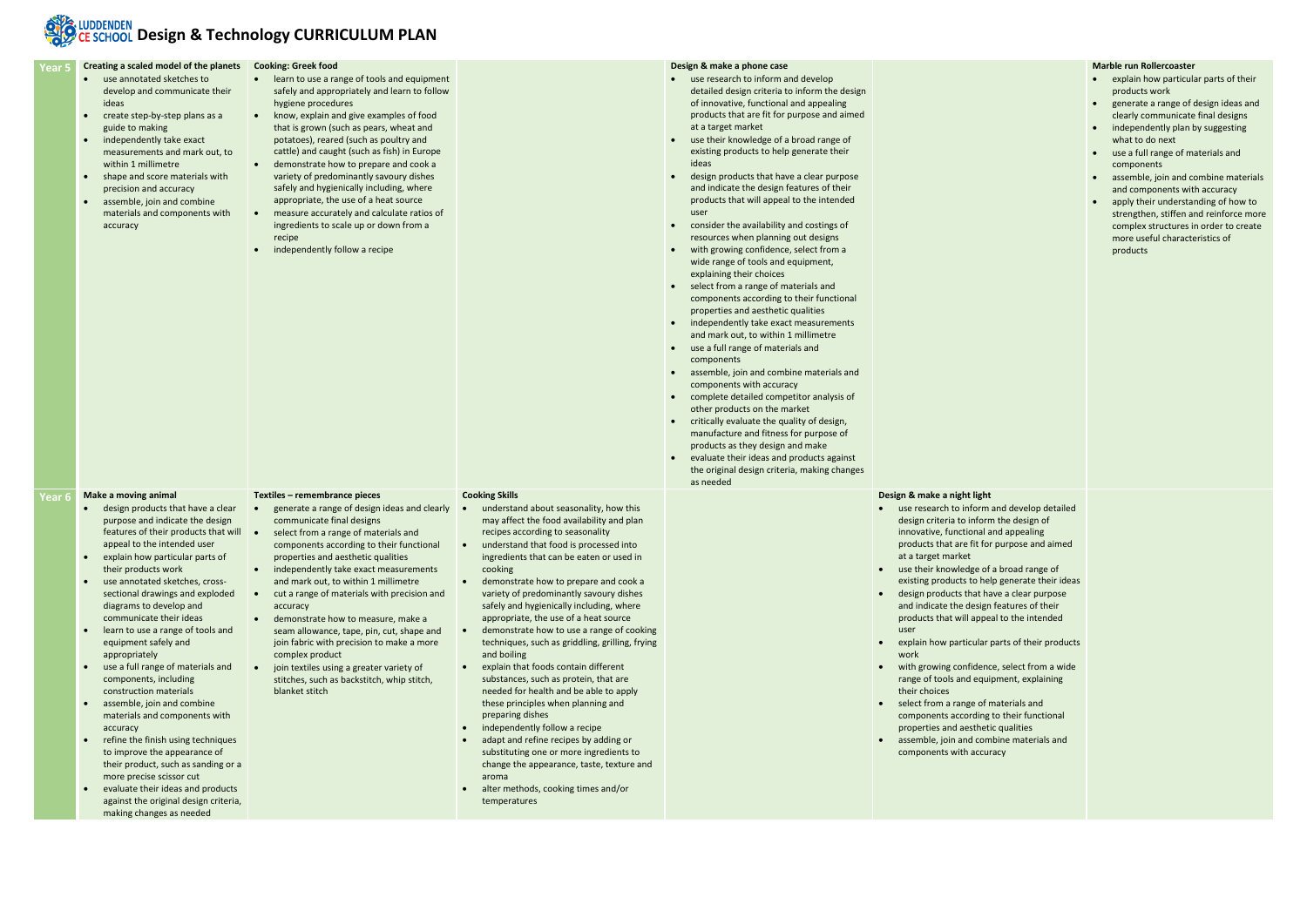# LUDDENDEN CE SCHOOL Design & Technology CURRICULUM PLAN

| | | | | | | |
|---|---|---|---|---|---|---|
| **Year 5** | **Creating a scaled model of the planets**<br>• use annotated sketches to develop and communicate their ideas<br>• create step-by-step plans as a guide to making<br>• independently take exact measurements and mark out, to within 1 millimetre<br>• shape and score materials with precision and accuracy<br>• assemble, join and combine materials and components with accuracy | **Cooking: Greek food**<br>• learn to use a range of tools and equipment safely and appropriately and learn to follow hygiene procedures<br>• know, explain and give examples of food that is grown (such as pears, wheat and potatoes), reared (such as poultry and cattle) and caught (such as fish) in Europe<br>• demonstrate how to prepare and cook a variety of predominantly savoury dishes safely and hygienically including, where appropriate, the use of a heat source<br>• measure accurately and calculate ratios of ingredients to scale up or down from a recipe<br>• independently follow a recipe | | **Design & make a phone case**<br>• use research to inform and develop detailed design criteria to inform the design of innovative, functional and appealing products that are fit for purpose and aimed at a target market<br>• use their knowledge of a broad range of existing products to help generate their ideas<br>• design products that have a clear purpose and indicate the design features of their products that will appeal to the intended user<br>• consider the availability and costings of resources when planning out designs<br>• with growing confidence, select from a wide range of tools and equipment, explaining their choices<br>• select from a range of materials and components according to their functional properties and aesthetic qualities<br>• independently take exact measurements and mark out, to within 1 millimetre<br>• use a full range of materials and components<br>• assemble, join and combine materials and components with accuracy<br>• complete detailed competitor analysis of other products on the market<br>• critically evaluate the quality of design, manufacture and fitness for purpose of products as they design and make<br>• evaluate their ideas and products against the original design criteria, making changes as needed | | **Marble run Rollercoaster**<br>• explain how particular parts of their products work<br>• generate a range of design ideas and clearly communicate final designs<br>• independently plan by suggesting what to do next<br>• use a full range of materials and components<br>• assemble, join and combine materials and components with accuracy<br>• apply their understanding of how to strengthen, stiffen and reinforce more complex structures in order to create more useful characteristics of products |
| **Year 6** | **Make a moving animal**<br>• design products that have a clear purpose and indicate the design features of their products that will appeal to the intended user<br>• explain how particular parts of their products work<br>• use annotated sketches, cross-sectional drawings and exploded diagrams to develop and communicate their ideas<br>• learn to use a range of tools and equipment safely and appropriately<br>• use a full range of materials and components, including construction materials<br>• assemble, join and combine materials and components with accuracy<br>• refine the finish using techniques to improve the appearance of their product, such as sanding or a more precise scissor cut<br>• evaluate their ideas and products against the original design criteria, making changes as needed | **Textiles – remembrance pieces**<br>• generate a range of design ideas and clearly communicate final designs<br>• select from a range of materials and components according to their functional properties and aesthetic qualities<br>• independently take exact measurements and mark out, to within 1 millimetre<br>• cut a range of materials with precision and accuracy<br>• demonstrate how to measure, make a seam allowance, tape, pin, cut, shape and join fabric with precision to make a more complex product<br>• join textiles using a greater variety of stitches, such as backstitch, whip stitch, blanket stitch | **Cooking Skills**<br>• understand about seasonality, how this may affect the food availability and plan recipes according to seasonality<br>• understand that food is processed into ingredients that can be eaten or used in cooking<br>• demonstrate how to prepare and cook a variety of predominantly savoury dishes safely and hygienically including, where appropriate, the use of a heat source<br>• demonstrate how to use a range of cooking techniques, such as griddling, grilling, frying and boiling<br>• explain that foods contain different substances, such as protein, that are needed for health and be able to apply these principles when planning and preparing dishes<br>• independently follow a recipe<br>• adapt and refine recipes by adding or substituting one or more ingredients to change the appearance, taste, texture and aroma<br>• alter methods, cooking times and/or temperatures | | **Design & make a night light**<br>• use research to inform and develop detailed design criteria to inform the design of innovative, functional and appealing products that are fit for purpose and aimed at a target market<br>• use their knowledge of a broad range of existing products to help generate their ideas<br>• design products that have a clear purpose and indicate the design features of their products that will appeal to the intended user<br>• explain how particular parts of their products work<br>• with growing confidence, select from a wide range of tools and equipment, explaining their choices<br>• select from a range of materials and components according to their functional properties and aesthetic qualities<br>• assemble, join and combine materials and components with accuracy | |